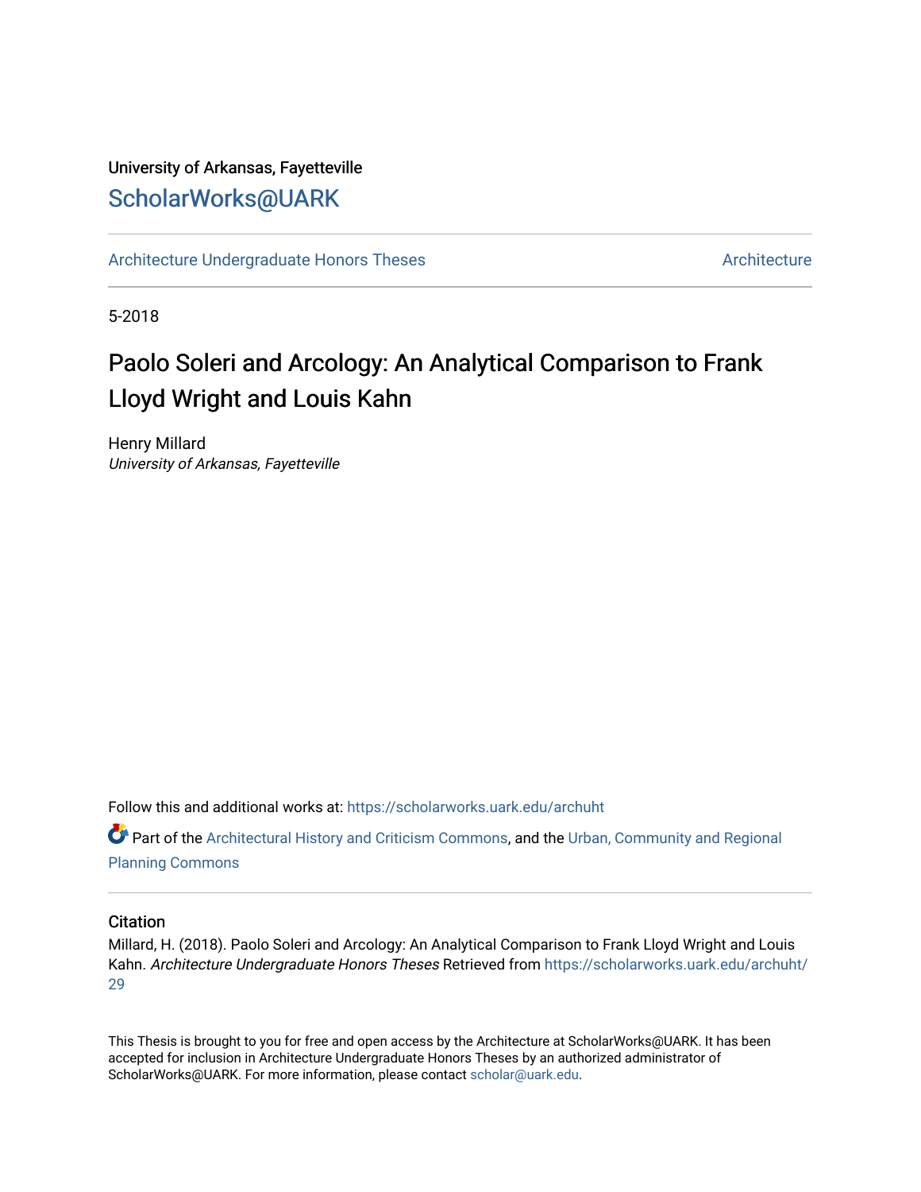University of Arkansas, Fayetteville

ScholarWorks@UARK

Architecture Undergraduate Honors Theses

Architecture

5-2018

# Paolo Soleri and Arcology: An Analytical Comparison to Frank Lloyd Wright and Louis Kahn

Henry Millard
*University of Arkansas, Fayetteville*

Follow this and additional works at: https://scholarworks.uark.edu/archuht

Part of the Architectural History and Criticism Commons, and the Urban, Community and Regional Planning Commons

## Citation

Millard, H. (2018). Paolo Soleri and Arcology: An Analytical Comparison to Frank Lloyd Wright and Louis Kahn. *Architecture Undergraduate Honors Theses* Retrieved from https://scholarworks.uark.edu/archuht/29

This Thesis is brought to you for free and open access by the Architecture at ScholarWorks@UARK. It has been accepted for inclusion in Architecture Undergraduate Honors Theses by an authorized administrator of ScholarWorks@UARK. For more information, please contact scholar@uark.edu.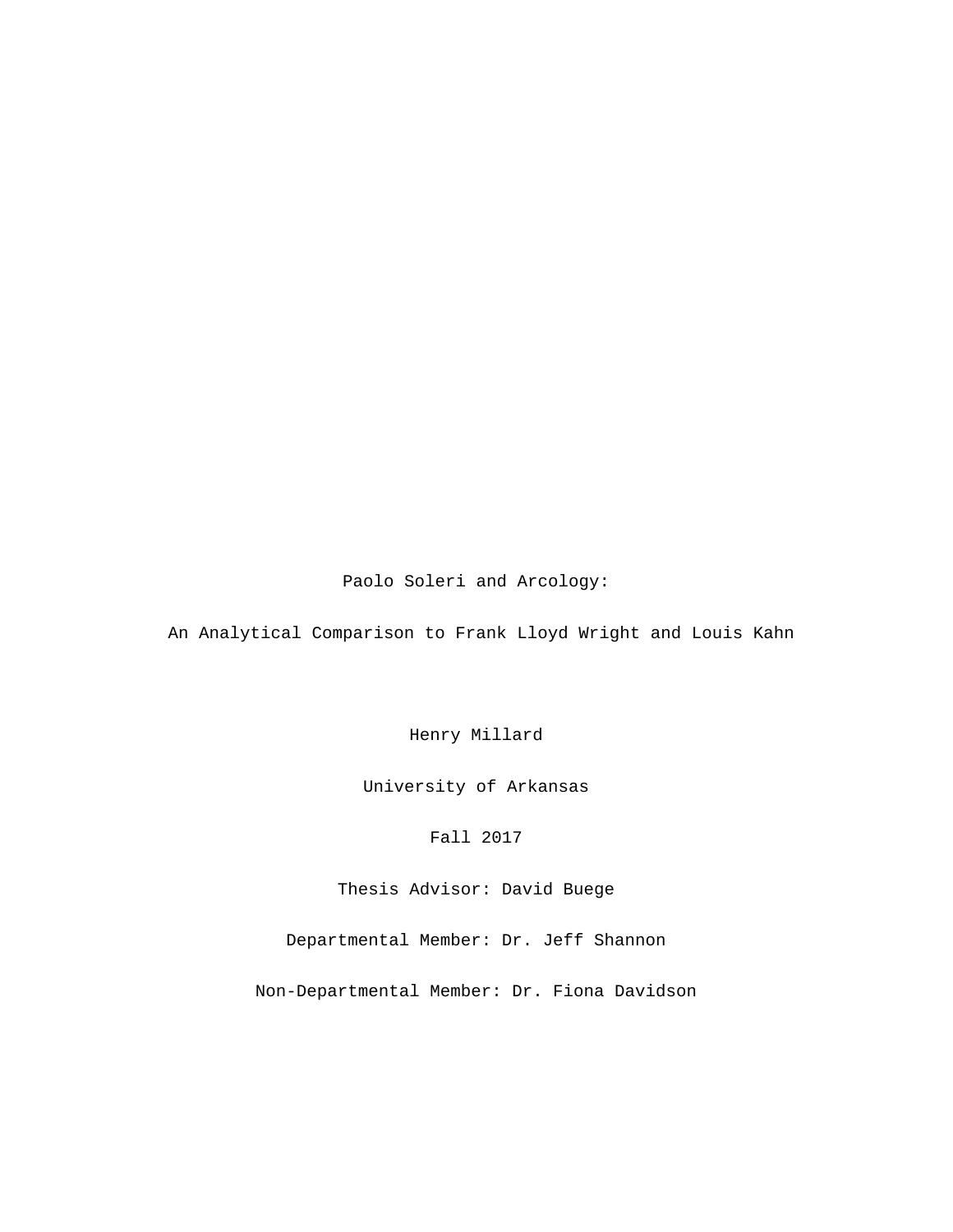# Paolo Soleri and Arcology:

## An Analytical Comparison to Frank Lloyd Wright and Louis Kahn

Henry Millard

University of Arkansas

Fall 2017

Thesis Advisor: David Buege

Departmental Member: Dr. Jeff Shannon

Non-Departmental Member: Dr. Fiona Davidson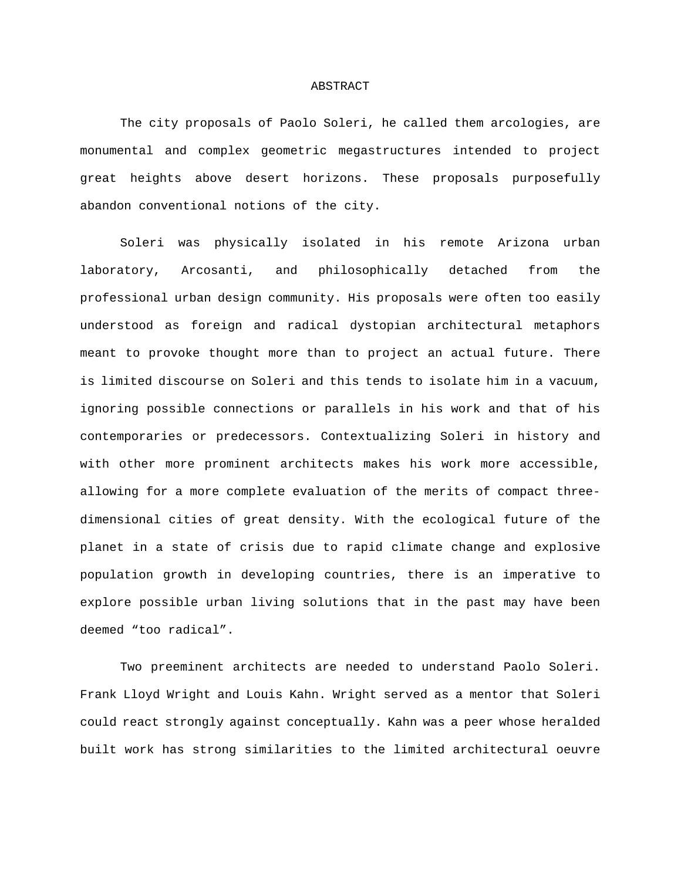# ABSTRACT

The city proposals of Paolo Soleri, he called them arcologies, are monumental and complex geometric megastructures intended to project great heights above desert horizons. These proposals purposefully abandon conventional notions of the city.

Soleri was physically isolated in his remote Arizona urban laboratory, Arcosanti, and philosophically detached from the professional urban design community. His proposals were often too easily understood as foreign and radical dystopian architectural metaphors meant to provoke thought more than to project an actual future. There is limited discourse on Soleri and this tends to isolate him in a vacuum, ignoring possible connections or parallels in his work and that of his contemporaries or predecessors. Contextualizing Soleri in history and with other more prominent architects makes his work more accessible, allowing for a more complete evaluation of the merits of compact three-dimensional cities of great density. With the ecological future of the planet in a state of crisis due to rapid climate change and explosive population growth in developing countries, there is an imperative to explore possible urban living solutions that in the past may have been deemed "too radical".

Two preeminent architects are needed to understand Paolo Soleri. Frank Lloyd Wright and Louis Kahn. Wright served as a mentor that Soleri could react strongly against conceptually. Kahn was a peer whose heralded built work has strong similarities to the limited architectural oeuvre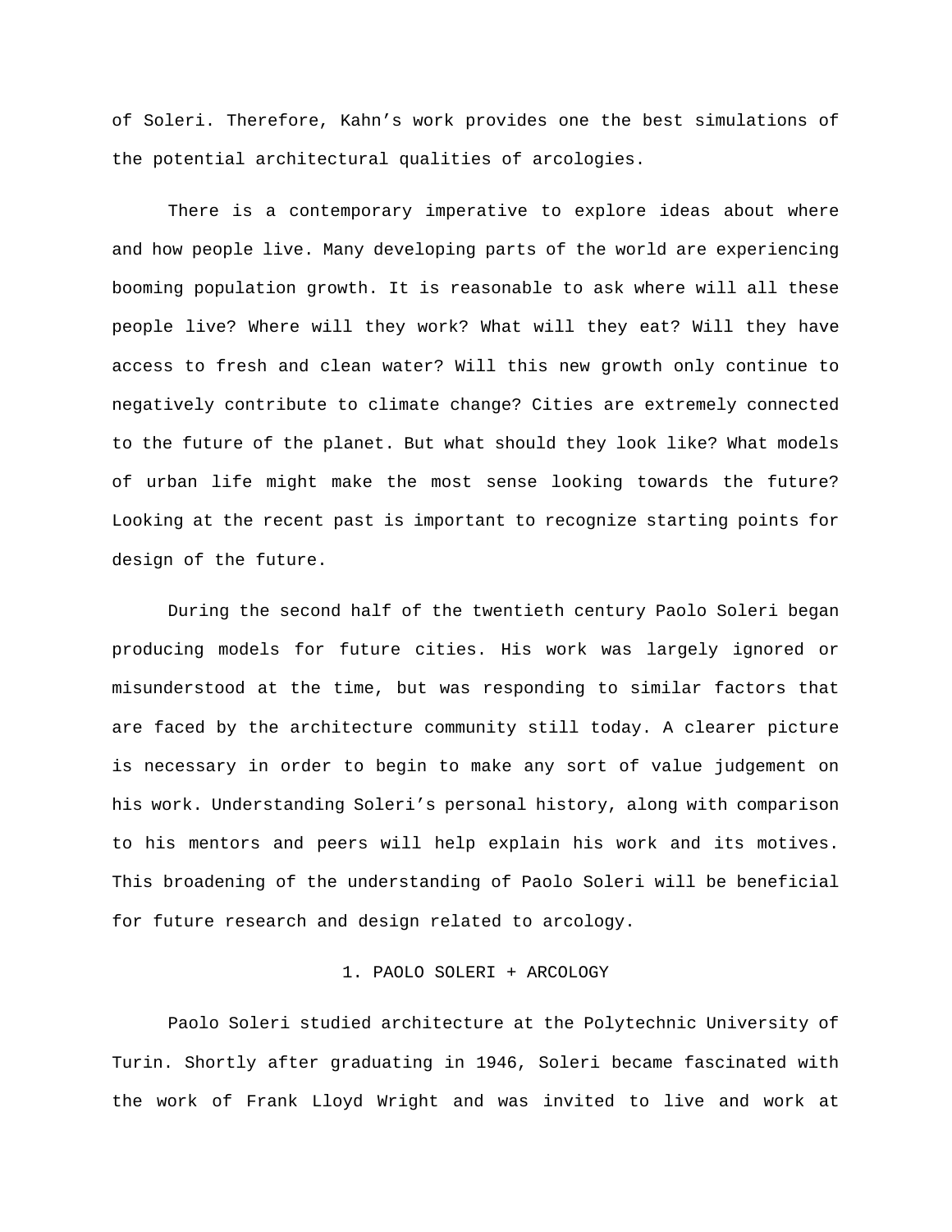of Soleri. Therefore, Kahn’s work provides one the best simulations of the potential architectural qualities of arcologies.

There is a contemporary imperative to explore ideas about where and how people live. Many developing parts of the world are experiencing booming population growth. It is reasonable to ask where will all these people live? Where will they work? What will they eat? Will they have access to fresh and clean water? Will this new growth only continue to negatively contribute to climate change? Cities are extremely connected to the future of the planet. But what should they look like? What models of urban life might make the most sense looking towards the future? Looking at the recent past is important to recognize starting points for design of the future.

During the second half of the twentieth century Paolo Soleri began producing models for future cities. His work was largely ignored or misunderstood at the time, but was responding to similar factors that are faced by the architecture community still today. A clearer picture is necessary in order to begin to make any sort of value judgement on his work. Understanding Soleri’s personal history, along with comparison to his mentors and peers will help explain his work and its motives. This broadening of the understanding of Paolo Soleri will be beneficial for future research and design related to arcology.

## 1. PAOLO SOLERI + ARCOLOGY

Paolo Soleri studied architecture at the Polytechnic University of Turin. Shortly after graduating in 1946, Soleri became fascinated with the work of Frank Lloyd Wright and was invited to live and work at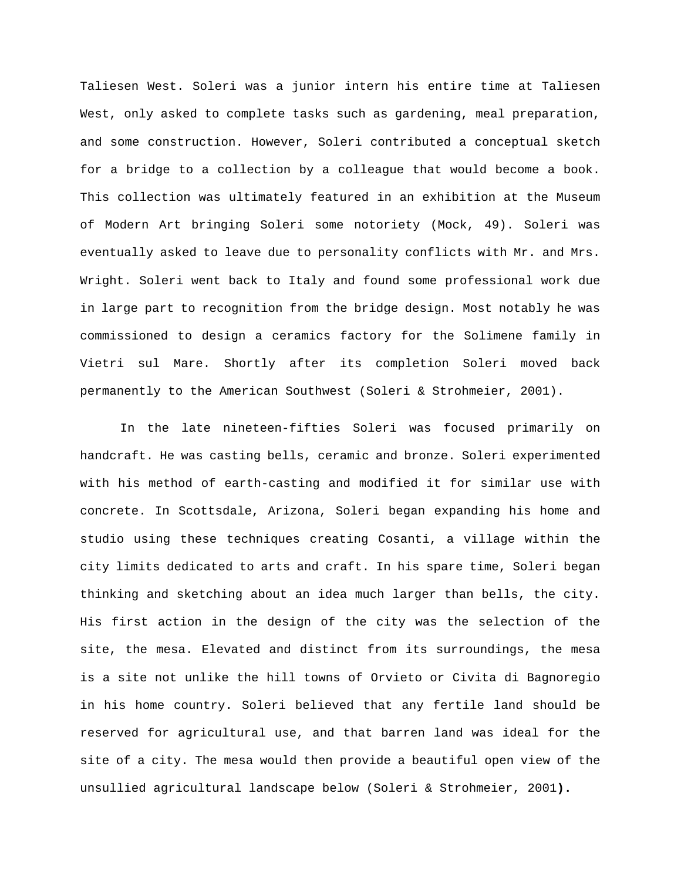Taliesen West. Soleri was a junior intern his entire time at Taliesen West, only asked to complete tasks such as gardening, meal preparation, and some construction. However, Soleri contributed a conceptual sketch for a bridge to a collection by a colleague that would become a book. This collection was ultimately featured in an exhibition at the Museum of Modern Art bringing Soleri some notoriety (Mock, 49). Soleri was eventually asked to leave due to personality conflicts with Mr. and Mrs. Wright. Soleri went back to Italy and found some professional work due in large part to recognition from the bridge design. Most notably he was commissioned to design a ceramics factory for the Solimene family in Vietri sul Mare. Shortly after its completion Soleri moved back permanently to the American Southwest (Soleri & Strohmeier, 2001).

In the late nineteen-fifties Soleri was focused primarily on handcraft. He was casting bells, ceramic and bronze. Soleri experimented with his method of earth-casting and modified it for similar use with concrete. In Scottsdale, Arizona, Soleri began expanding his home and studio using these techniques creating Cosanti, a village within the city limits dedicated to arts and craft. In his spare time, Soleri began thinking and sketching about an idea much larger than bells, the city. His first action in the design of the city was the selection of the site, the mesa. Elevated and distinct from its surroundings, the mesa is a site not unlike the hill towns of Orvieto or Civita di Bagnoregio in his home country. Soleri believed that any fertile land should be reserved for agricultural use, and that barren land was ideal for the site of a city. The mesa would then provide a beautiful open view of the unsullied agricultural landscape below (Soleri & Strohmeier, 2001).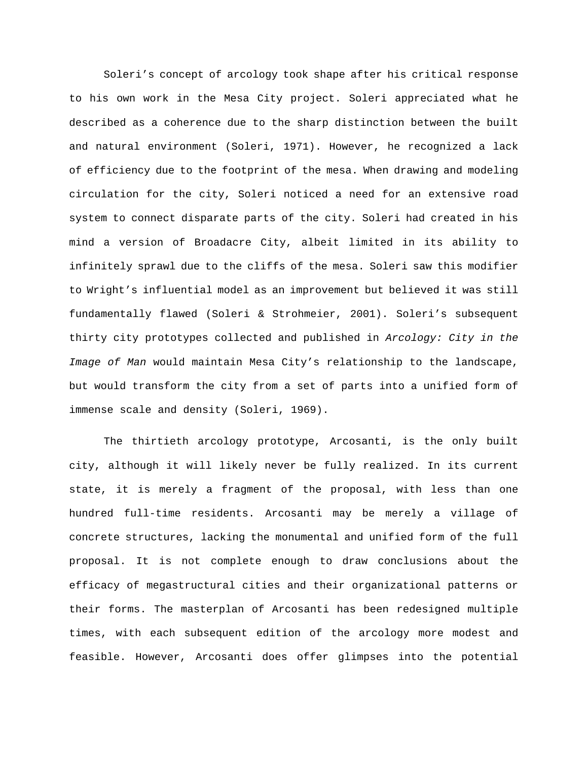Soleri’s concept of arcology took shape after his critical response to his own work in the Mesa City project. Soleri appreciated what he described as a coherence due to the sharp distinction between the built and natural environment (Soleri, 1971). However, he recognized a lack of efficiency due to the footprint of the mesa. When drawing and modeling circulation for the city, Soleri noticed a need for an extensive road system to connect disparate parts of the city. Soleri had created in his mind a version of Broadacre City, albeit limited in its ability to infinitely sprawl due to the cliffs of the mesa. Soleri saw this modifier to Wright’s influential model as an improvement but believed it was still fundamentally flawed (Soleri & Strohmeier, 2001). Soleri’s subsequent thirty city prototypes collected and published in *Arcology: City in the Image of Man* would maintain Mesa City’s relationship to the landscape, but would transform the city from a set of parts into a unified form of immense scale and density (Soleri, 1969).

The thirtieth arcology prototype, Arcosanti, is the only built city, although it will likely never be fully realized. In its current state, it is merely a fragment of the proposal, with less than one hundred full-time residents. Arcosanti may be merely a village of concrete structures, lacking the monumental and unified form of the full proposal. It is not complete enough to draw conclusions about the efficacy of megastructural cities and their organizational patterns or their forms. The masterplan of Arcosanti has been redesigned multiple times, with each subsequent edition of the arcology more modest and feasible. However, Arcosanti does offer glimpses into the potential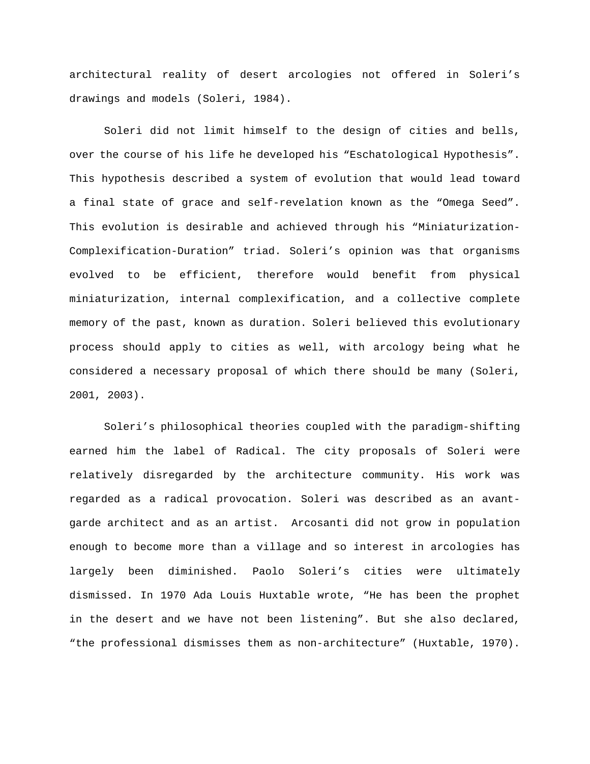architectural reality of desert arcologies not offered in Soleri's drawings and models (Soleri, 1984).

Soleri did not limit himself to the design of cities and bells, over the course of his life he developed his "Eschatological Hypothesis". This hypothesis described a system of evolution that would lead toward a final state of grace and self-revelation known as the "Omega Seed". This evolution is desirable and achieved through his "Miniaturization-Complexification-Duration" triad. Soleri's opinion was that organisms evolved to be efficient, therefore would benefit from physical miniaturization, internal complexification, and a collective complete memory of the past, known as duration. Soleri believed this evolutionary process should apply to cities as well, with arcology being what he considered a necessary proposal of which there should be many (Soleri, 2001, 2003).

Soleri's philosophical theories coupled with the paradigm-shifting earned him the label of Radical. The city proposals of Soleri were relatively disregarded by the architecture community. His work was regarded as a radical provocation. Soleri was described as an avant-garde architect and as an artist. Arcosanti did not grow in population enough to become more than a village and so interest in arcologies has largely been diminished. Paolo Soleri's cities were ultimately dismissed. In 1970 Ada Louis Huxtable wrote, "He has been the prophet in the desert and we have not been listening". But she also declared, "the professional dismisses them as non-architecture" (Huxtable, 1970).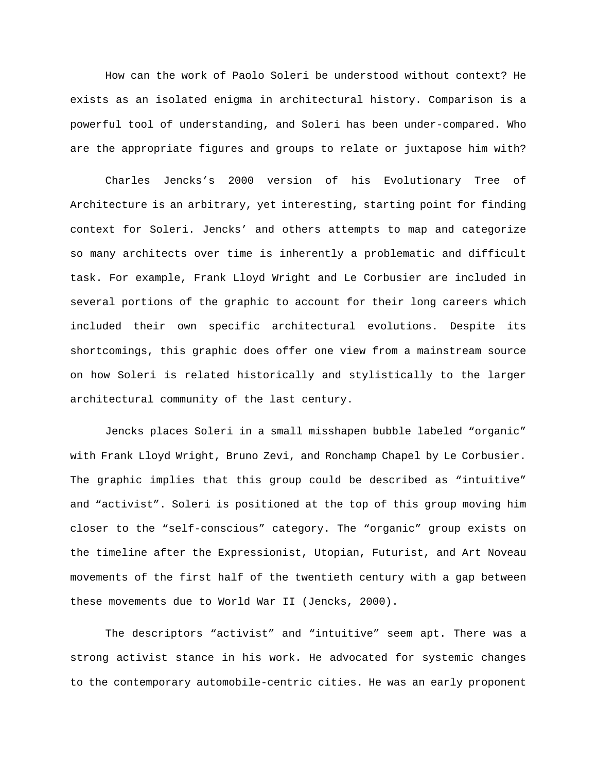How can the work of Paolo Soleri be understood without context? He exists as an isolated enigma in architectural history. Comparison is a powerful tool of understanding, and Soleri has been under-compared. Who are the appropriate figures and groups to relate or juxtapose him with?

Charles Jencks's 2000 version of his Evolutionary Tree of Architecture is an arbitrary, yet interesting, starting point for finding context for Soleri. Jencks' and others attempts to map and categorize so many architects over time is inherently a problematic and difficult task. For example, Frank Lloyd Wright and Le Corbusier are included in several portions of the graphic to account for their long careers which included their own specific architectural evolutions. Despite its shortcomings, this graphic does offer one view from a mainstream source on how Soleri is related historically and stylistically to the larger architectural community of the last century.

Jencks places Soleri in a small misshapen bubble labeled "organic" with Frank Lloyd Wright, Bruno Zevi, and Ronchamp Chapel by Le Corbusier. The graphic implies that this group could be described as "intuitive" and "activist". Soleri is positioned at the top of this group moving him closer to the "self-conscious" category. The "organic" group exists on the timeline after the Expressionist, Utopian, Futurist, and Art Noveau movements of the first half of the twentieth century with a gap between these movements due to World War II (Jencks, 2000).

The descriptors "activist" and "intuitive" seem apt. There was a strong activist stance in his work. He advocated for systemic changes to the contemporary automobile-centric cities. He was an early proponent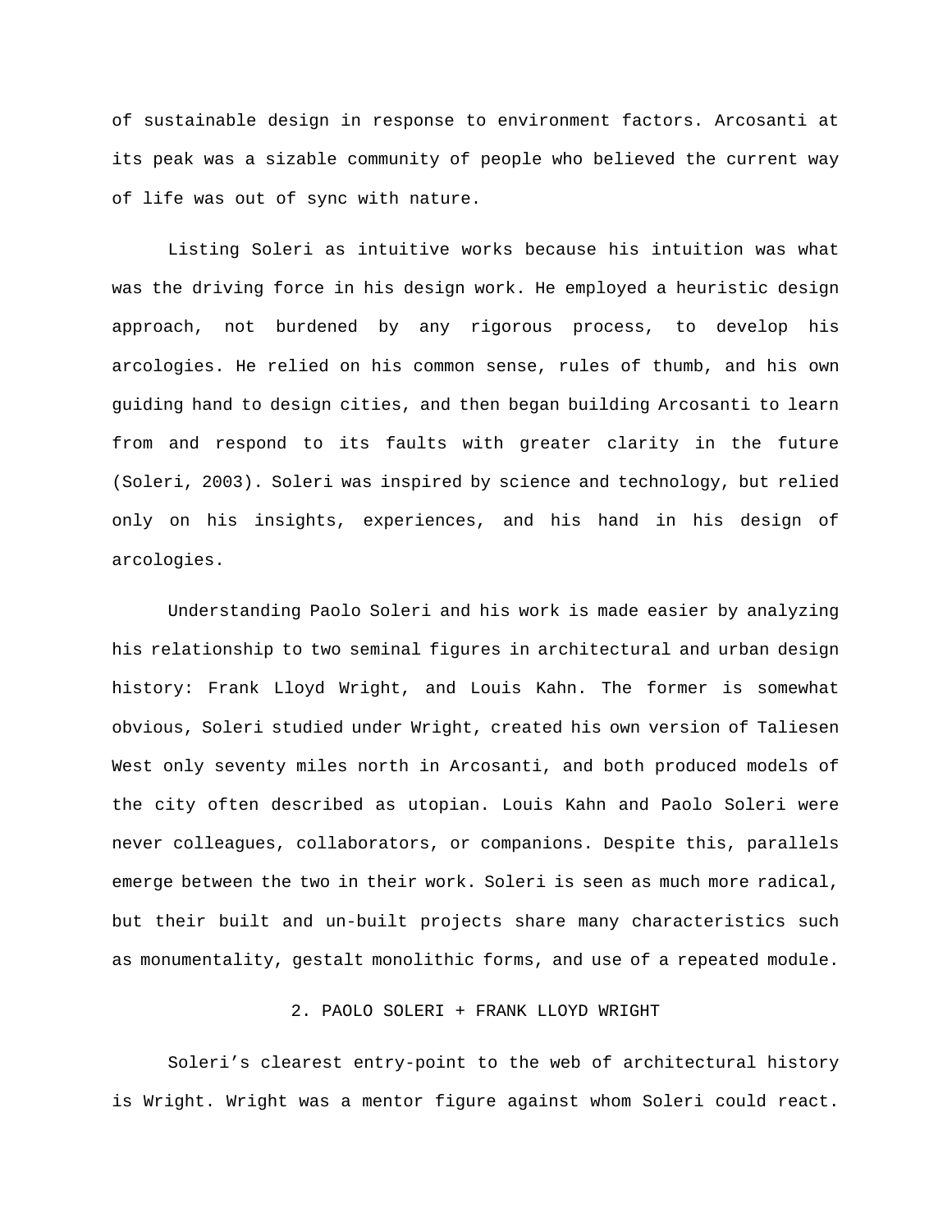of sustainable design in response to environment factors. Arcosanti at its peak was a sizable community of people who believed the current way of life was out of sync with nature.

Listing Soleri as intuitive works because his intuition was what was the driving force in his design work. He employed a heuristic design approach, not burdened by any rigorous process, to develop his arcologies. He relied on his common sense, rules of thumb, and his own guiding hand to design cities, and then began building Arcosanti to learn from and respond to its faults with greater clarity in the future (Soleri, 2003). Soleri was inspired by science and technology, but relied only on his insights, experiences, and his hand in his design of arcologies.

Understanding Paolo Soleri and his work is made easier by analyzing his relationship to two seminal figures in architectural and urban design history: Frank Lloyd Wright, and Louis Kahn. The former is somewhat obvious, Soleri studied under Wright, created his own version of Taliesen West only seventy miles north in Arcosanti, and both produced models of the city often described as utopian. Louis Kahn and Paolo Soleri were never colleagues, collaborators, or companions. Despite this, parallels emerge between the two in their work. Soleri is seen as much more radical, but their built and un-built projects share many characteristics such as monumentality, gestalt monolithic forms, and use of a repeated module.

## 2. PAOLO SOLERI + FRANK LLOYD WRIGHT

Soleri's clearest entry-point to the web of architectural history is Wright. Wright was a mentor figure against whom Soleri could react.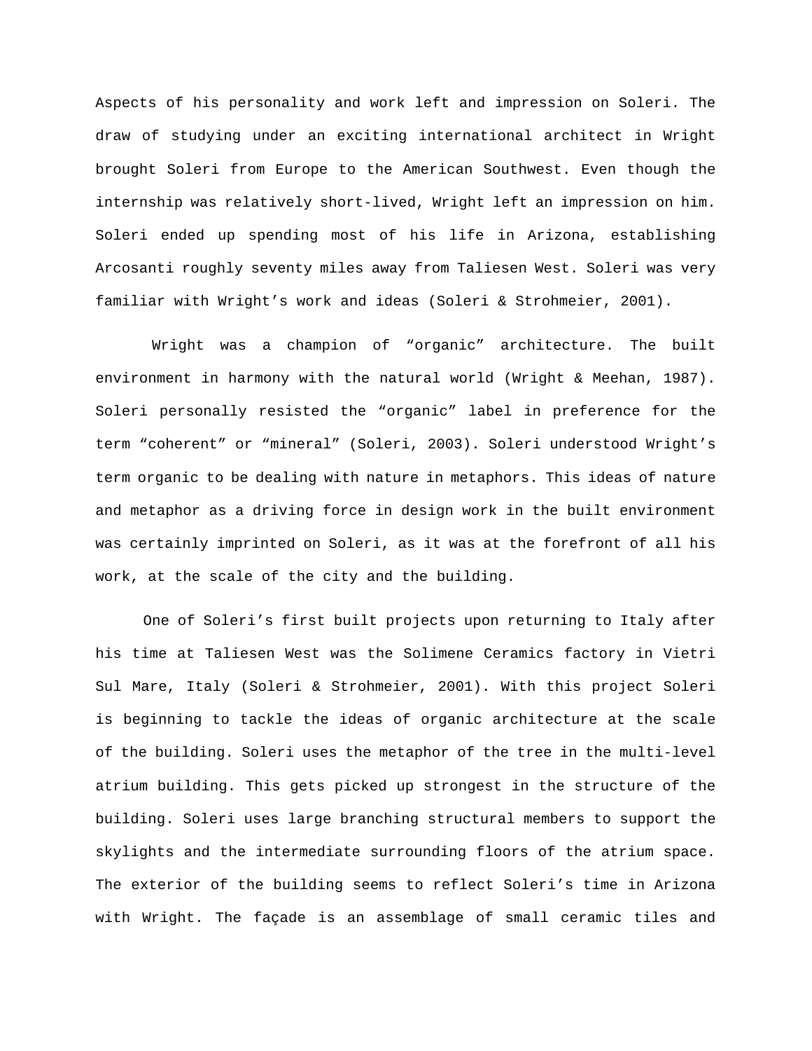Aspects of his personality and work left and impression on Soleri. The draw of studying under an exciting international architect in Wright brought Soleri from Europe to the American Southwest. Even though the internship was relatively short-lived, Wright left an impression on him. Soleri ended up spending most of his life in Arizona, establishing Arcosanti roughly seventy miles away from Taliesen West. Soleri was very familiar with Wright's work and ideas (Soleri & Strohmeier, 2001).

Wright was a champion of "organic" architecture. The built environment in harmony with the natural world (Wright & Meehan, 1987). Soleri personally resisted the "organic" label in preference for the term "coherent" or "mineral" (Soleri, 2003). Soleri understood Wright's term organic to be dealing with nature in metaphors. This ideas of nature and metaphor as a driving force in design work in the built environment was certainly imprinted on Soleri, as it was at the forefront of all his work, at the scale of the city and the building.

One of Soleri's first built projects upon returning to Italy after his time at Taliesen West was the Solimene Ceramics factory in Vietri Sul Mare, Italy (Soleri & Strohmeier, 2001). With this project Soleri is beginning to tackle the ideas of organic architecture at the scale of the building. Soleri uses the metaphor of the tree in the multi-level atrium building. This gets picked up strongest in the structure of the building. Soleri uses large branching structural members to support the skylights and the intermediate surrounding floors of the atrium space. The exterior of the building seems to reflect Soleri's time in Arizona with Wright. The façade is an assemblage of small ceramic tiles and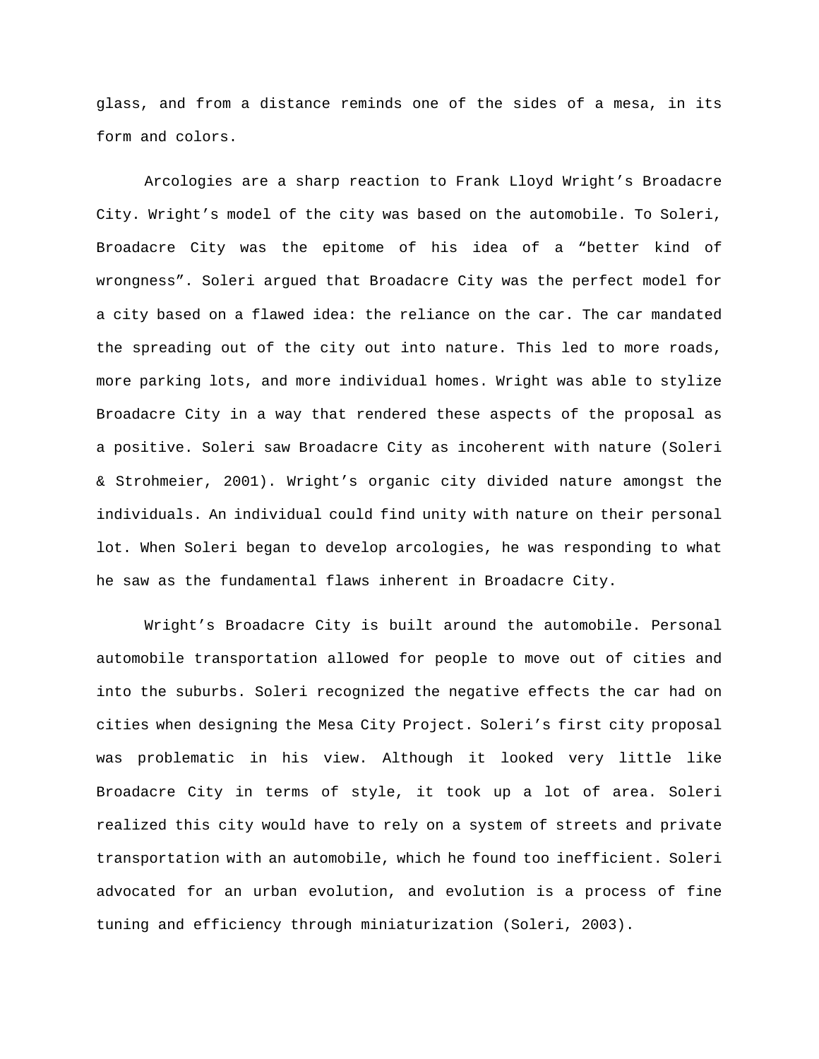glass, and from a distance reminds one of the sides of a mesa, in its form and colors.

Arcologies are a sharp reaction to Frank Lloyd Wright's Broadacre City. Wright's model of the city was based on the automobile. To Soleri, Broadacre City was the epitome of his idea of a "better kind of wrongness". Soleri argued that Broadacre City was the perfect model for a city based on a flawed idea: the reliance on the car. The car mandated the spreading out of the city out into nature. This led to more roads, more parking lots, and more individual homes. Wright was able to stylize Broadacre City in a way that rendered these aspects of the proposal as a positive. Soleri saw Broadacre City as incoherent with nature (Soleri & Strohmeier, 2001). Wright's organic city divided nature amongst the individuals. An individual could find unity with nature on their personal lot. When Soleri began to develop arcologies, he was responding to what he saw as the fundamental flaws inherent in Broadacre City.

Wright's Broadacre City is built around the automobile. Personal automobile transportation allowed for people to move out of cities and into the suburbs. Soleri recognized the negative effects the car had on cities when designing the Mesa City Project. Soleri's first city proposal was problematic in his view. Although it looked very little like Broadacre City in terms of style, it took up a lot of area. Soleri realized this city would have to rely on a system of streets and private transportation with an automobile, which he found too inefficient. Soleri advocated for an urban evolution, and evolution is a process of fine tuning and efficiency through miniaturization (Soleri, 2003).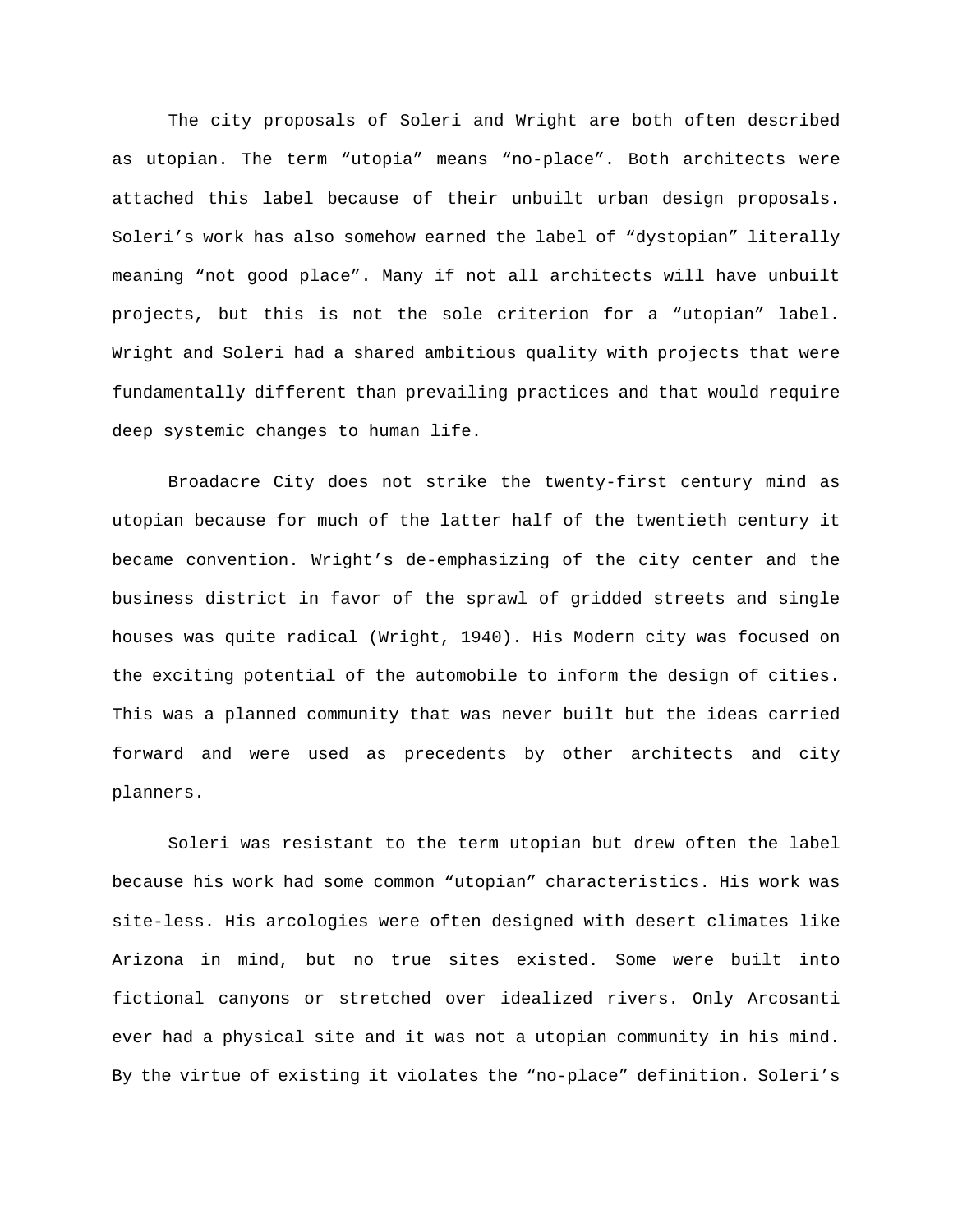The city proposals of Soleri and Wright are both often described as utopian. The term “utopia” means “no-place”. Both architects were attached this label because of their unbuilt urban design proposals. Soleri’s work has also somehow earned the label of “dystopian” literally meaning “not good place”. Many if not all architects will have unbuilt projects, but this is not the sole criterion for a “utopian” label. Wright and Soleri had a shared ambitious quality with projects that were fundamentally different than prevailing practices and that would require deep systemic changes to human life.

Broadacre City does not strike the twenty-first century mind as utopian because for much of the latter half of the twentieth century it became convention. Wright’s de-emphasizing of the city center and the business district in favor of the sprawl of gridded streets and single houses was quite radical (Wright, 1940). His Modern city was focused on the exciting potential of the automobile to inform the design of cities. This was a planned community that was never built but the ideas carried forward and were used as precedents by other architects and city planners.

Soleri was resistant to the term utopian but drew often the label because his work had some common “utopian” characteristics. His work was site-less. His arcologies were often designed with desert climates like Arizona in mind, but no true sites existed. Some were built into fictional canyons or stretched over idealized rivers. Only Arcosanti ever had a physical site and it was not a utopian community in his mind. By the virtue of existing it violates the “no-place” definition. Soleri’s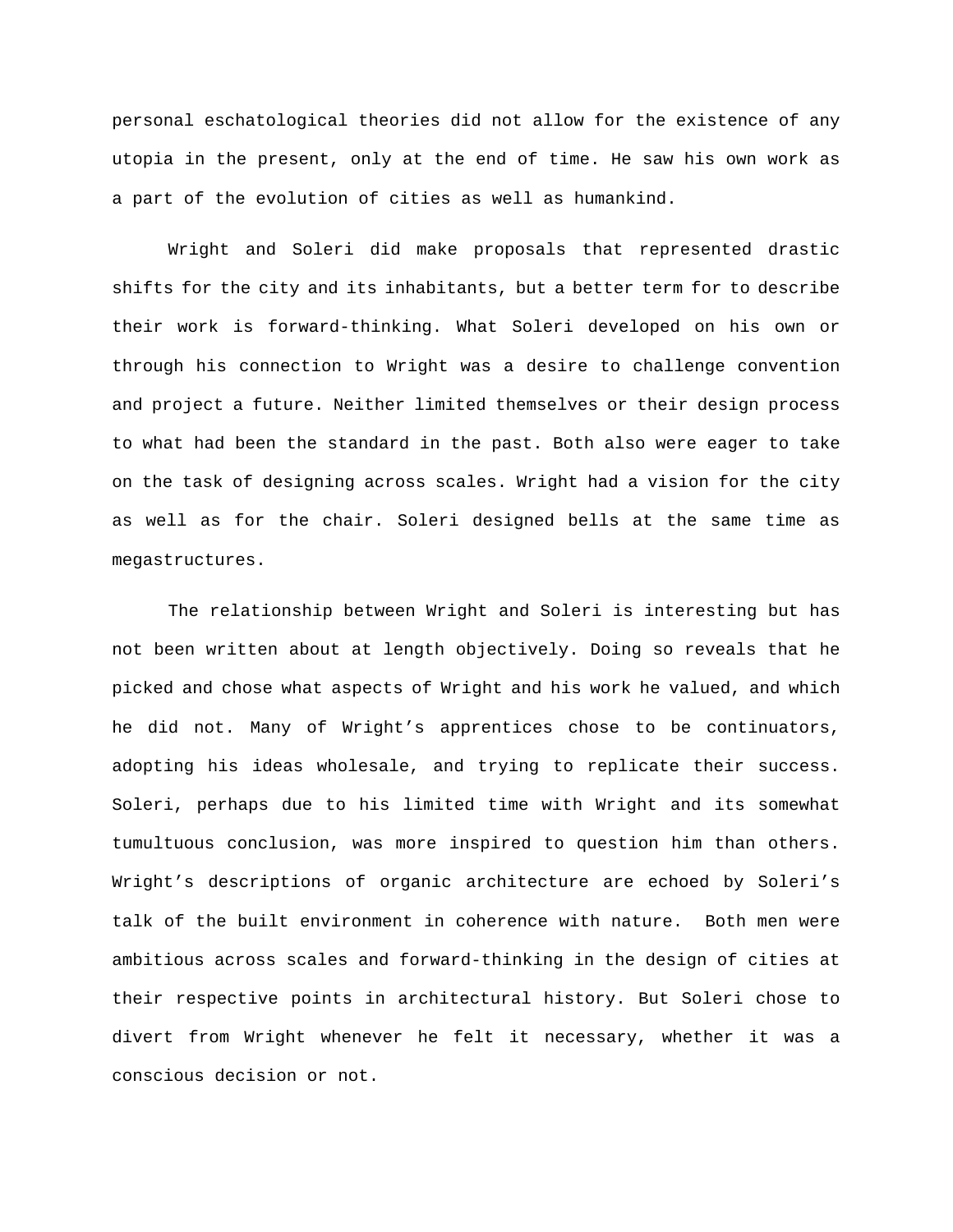personal eschatological theories did not allow for the existence of any utopia in the present, only at the end of time. He saw his own work as a part of the evolution of cities as well as humankind.

Wright and Soleri did make proposals that represented drastic shifts for the city and its inhabitants, but a better term for to describe their work is forward-thinking. What Soleri developed on his own or through his connection to Wright was a desire to challenge convention and project a future. Neither limited themselves or their design process to what had been the standard in the past. Both also were eager to take on the task of designing across scales. Wright had a vision for the city as well as for the chair. Soleri designed bells at the same time as megastructures.

The relationship between Wright and Soleri is interesting but has not been written about at length objectively. Doing so reveals that he picked and chose what aspects of Wright and his work he valued, and which he did not. Many of Wright's apprentices chose to be continuators, adopting his ideas wholesale, and trying to replicate their success. Soleri, perhaps due to his limited time with Wright and its somewhat tumultuous conclusion, was more inspired to question him than others. Wright's descriptions of organic architecture are echoed by Soleri's talk of the built environment in coherence with nature. Both men were ambitious across scales and forward-thinking in the design of cities at their respective points in architectural history. But Soleri chose to divert from Wright whenever he felt it necessary, whether it was a conscious decision or not.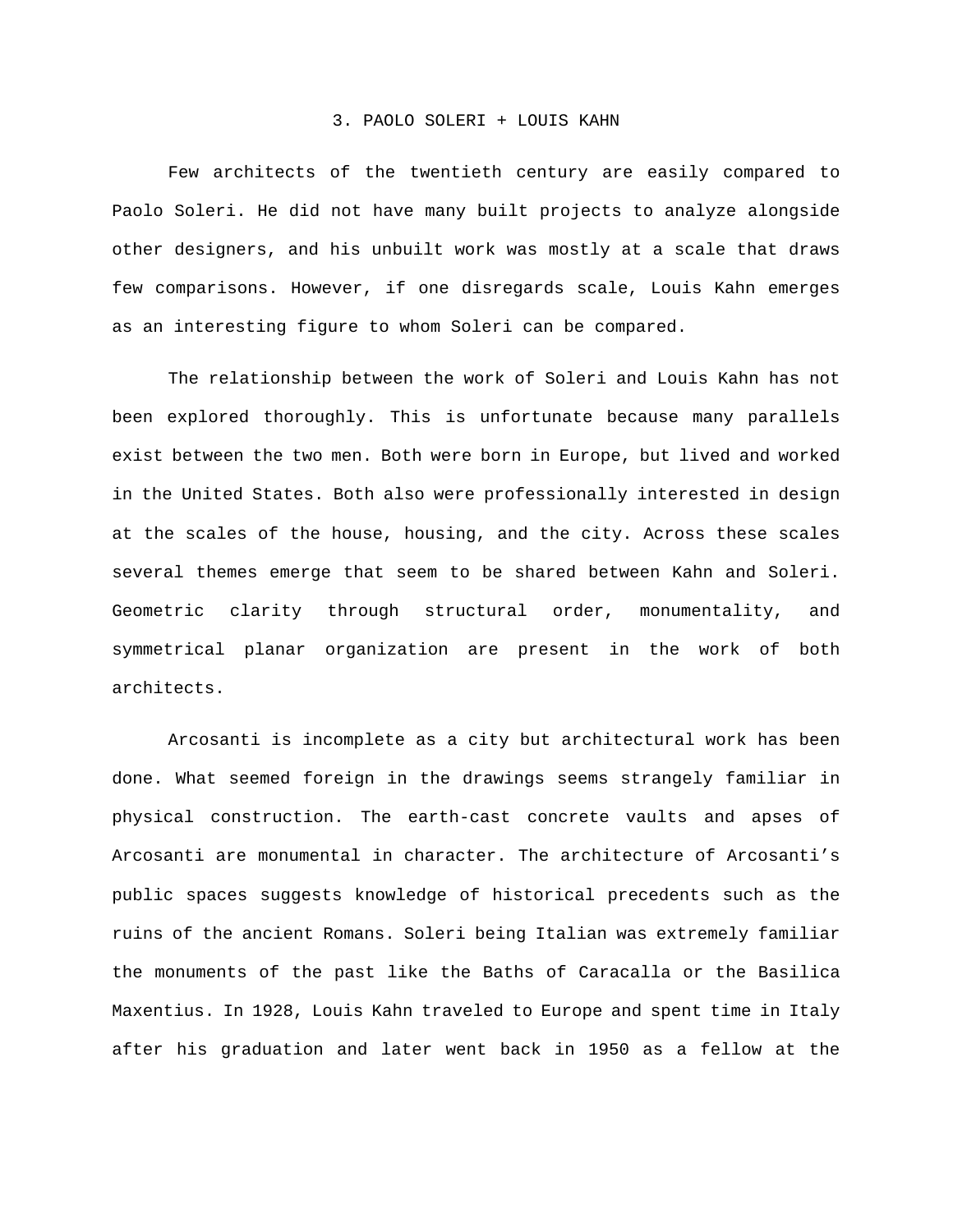## 3. PAOLO SOLERI + LOUIS KAHN

Few architects of the twentieth century are easily compared to Paolo Soleri. He did not have many built projects to analyze alongside other designers, and his unbuilt work was mostly at a scale that draws few comparisons. However, if one disregards scale, Louis Kahn emerges as an interesting figure to whom Soleri can be compared.

The relationship between the work of Soleri and Louis Kahn has not been explored thoroughly. This is unfortunate because many parallels exist between the two men. Both were born in Europe, but lived and worked in the United States. Both also were professionally interested in design at the scales of the house, housing, and the city. Across these scales several themes emerge that seem to be shared between Kahn and Soleri. Geometric clarity through structural order, monumentality, and symmetrical planar organization are present in the work of both architects.

Arcosanti is incomplete as a city but architectural work has been done. What seemed foreign in the drawings seems strangely familiar in physical construction. The earth-cast concrete vaults and apses of Arcosanti are monumental in character. The architecture of Arcosanti's public spaces suggests knowledge of historical precedents such as the ruins of the ancient Romans. Soleri being Italian was extremely familiar the monuments of the past like the Baths of Caracalla or the Basilica Maxentius. In 1928, Louis Kahn traveled to Europe and spent time in Italy after his graduation and later went back in 1950 as a fellow at the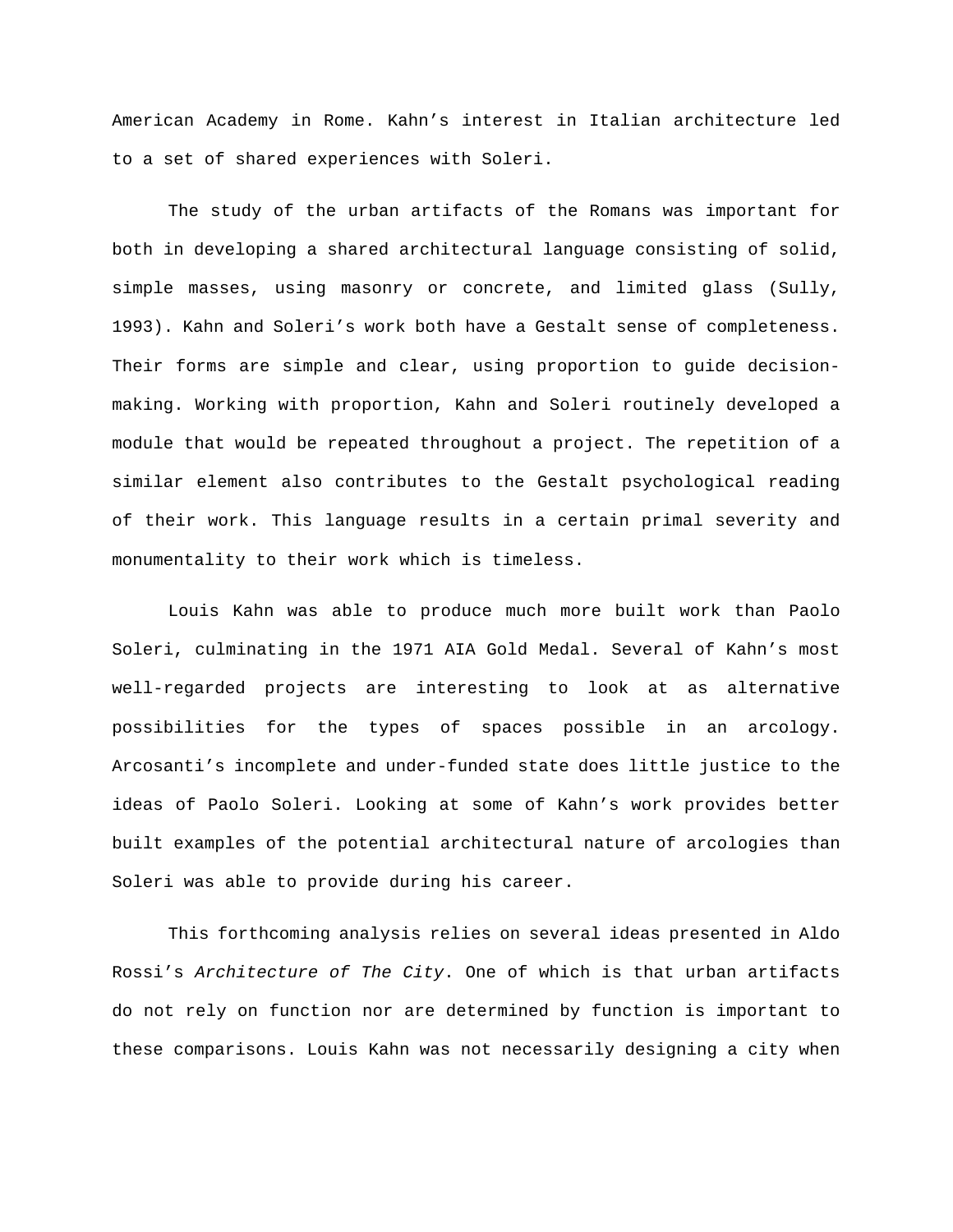American Academy in Rome. Kahn’s interest in Italian architecture led to a set of shared experiences with Soleri.

The study of the urban artifacts of the Romans was important for both in developing a shared architectural language consisting of solid, simple masses, using masonry or concrete, and limited glass (Sully, 1993). Kahn and Soleri’s work both have a Gestalt sense of completeness. Their forms are simple and clear, using proportion to guide decision-making. Working with proportion, Kahn and Soleri routinely developed a module that would be repeated throughout a project. The repetition of a similar element also contributes to the Gestalt psychological reading of their work. This language results in a certain primal severity and monumentality to their work which is timeless.

Louis Kahn was able to produce much more built work than Paolo Soleri, culminating in the 1971 AIA Gold Medal. Several of Kahn’s most well-regarded projects are interesting to look at as alternative possibilities for the types of spaces possible in an arcology. Arcosanti’s incomplete and under-funded state does little justice to the ideas of Paolo Soleri. Looking at some of Kahn’s work provides better built examples of the potential architectural nature of arcologies than Soleri was able to provide during his career.

This forthcoming analysis relies on several ideas presented in Aldo Rossi’s *Architecture of The City*. One of which is that urban artifacts do not rely on function nor are determined by function is important to these comparisons. Louis Kahn was not necessarily designing a city when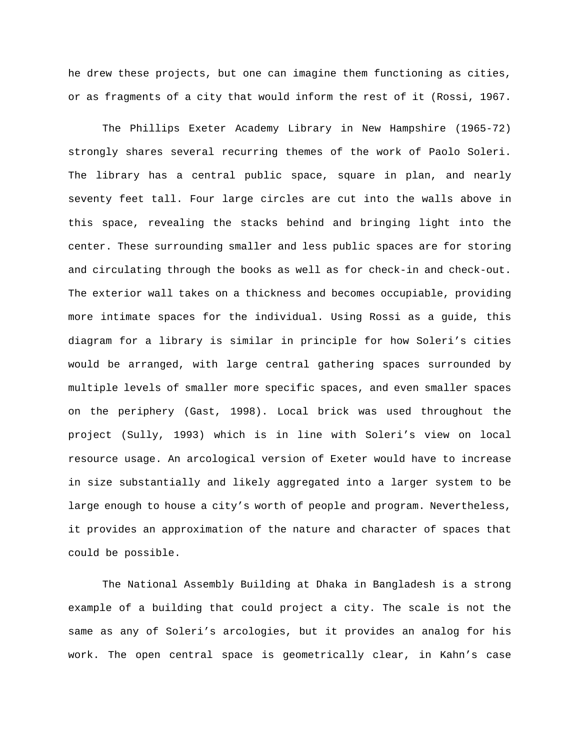he drew these projects, but one can imagine them functioning as cities, or as fragments of a city that would inform the rest of it (Rossi, 1967.

The Phillips Exeter Academy Library in New Hampshire (1965-72) strongly shares several recurring themes of the work of Paolo Soleri. The library has a central public space, square in plan, and nearly seventy feet tall. Four large circles are cut into the walls above in this space, revealing the stacks behind and bringing light into the center. These surrounding smaller and less public spaces are for storing and circulating through the books as well as for check-in and check-out. The exterior wall takes on a thickness and becomes occupiable, providing more intimate spaces for the individual. Using Rossi as a guide, this diagram for a library is similar in principle for how Soleri's cities would be arranged, with large central gathering spaces surrounded by multiple levels of smaller more specific spaces, and even smaller spaces on the periphery (Gast, 1998). Local brick was used throughout the project (Sully, 1993) which is in line with Soleri's view on local resource usage. An arcological version of Exeter would have to increase in size substantially and likely aggregated into a larger system to be large enough to house a city's worth of people and program. Nevertheless, it provides an approximation of the nature and character of spaces that could be possible.

The National Assembly Building at Dhaka in Bangladesh is a strong example of a building that could project a city. The scale is not the same as any of Soleri's arcologies, but it provides an analog for his work. The open central space is geometrically clear, in Kahn's case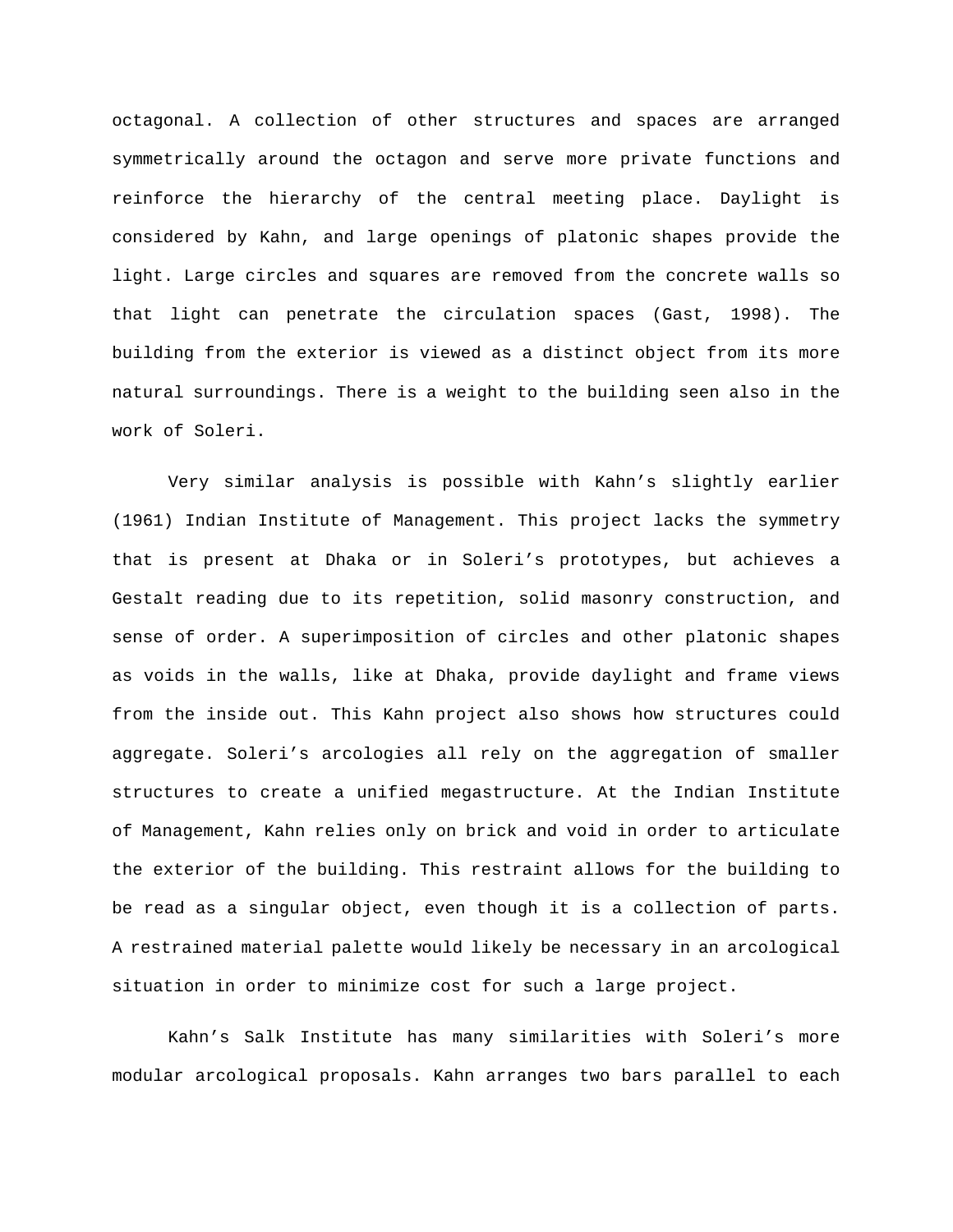octagonal. A collection of other structures and spaces are arranged symmetrically around the octagon and serve more private functions and reinforce the hierarchy of the central meeting place. Daylight is considered by Kahn, and large openings of platonic shapes provide the light. Large circles and squares are removed from the concrete walls so that light can penetrate the circulation spaces (Gast, 1998). The building from the exterior is viewed as a distinct object from its more natural surroundings. There is a weight to the building seen also in the work of Soleri.

Very similar analysis is possible with Kahn’s slightly earlier (1961) Indian Institute of Management. This project lacks the symmetry that is present at Dhaka or in Soleri’s prototypes, but achieves a Gestalt reading due to its repetition, solid masonry construction, and sense of order. A superimposition of circles and other platonic shapes as voids in the walls, like at Dhaka, provide daylight and frame views from the inside out. This Kahn project also shows how structures could aggregate. Soleri’s arcologies all rely on the aggregation of smaller structures to create a unified megastructure. At the Indian Institute of Management, Kahn relies only on brick and void in order to articulate the exterior of the building. This restraint allows for the building to be read as a singular object, even though it is a collection of parts. A restrained material palette would likely be necessary in an arcological situation in order to minimize cost for such a large project.

Kahn’s Salk Institute has many similarities with Soleri’s more modular arcological proposals. Kahn arranges two bars parallel to each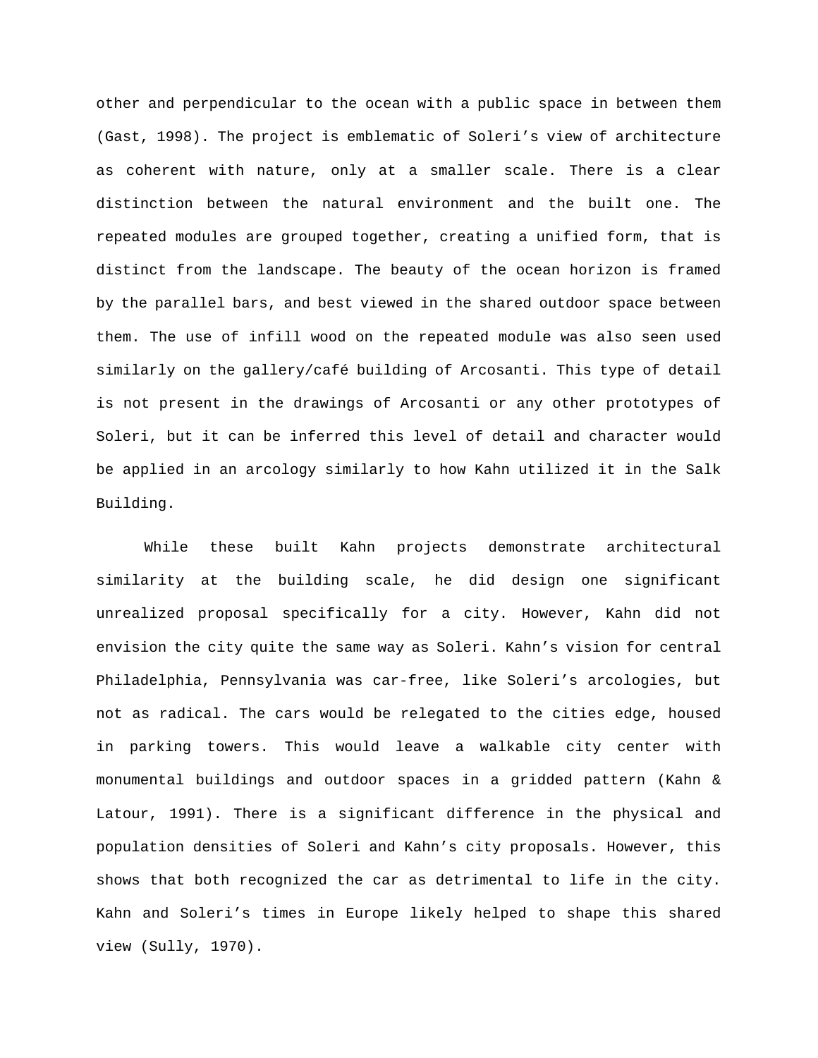other and perpendicular to the ocean with a public space in between them (Gast, 1998). The project is emblematic of Soleri's view of architecture as coherent with nature, only at a smaller scale. There is a clear distinction between the natural environment and the built one. The repeated modules are grouped together, creating a unified form, that is distinct from the landscape. The beauty of the ocean horizon is framed by the parallel bars, and best viewed in the shared outdoor space between them. The use of infill wood on the repeated module was also seen used similarly on the gallery/café building of Arcosanti. This type of detail is not present in the drawings of Arcosanti or any other prototypes of Soleri, but it can be inferred this level of detail and character would be applied in an arcology similarly to how Kahn utilized it in the Salk Building.

While these built Kahn projects demonstrate architectural similarity at the building scale, he did design one significant unrealized proposal specifically for a city. However, Kahn did not envision the city quite the same way as Soleri. Kahn's vision for central Philadelphia, Pennsylvania was car-free, like Soleri's arcologies, but not as radical. The cars would be relegated to the cities edge, housed in parking towers. This would leave a walkable city center with monumental buildings and outdoor spaces in a gridded pattern (Kahn & Latour, 1991). There is a significant difference in the physical and population densities of Soleri and Kahn's city proposals. However, this shows that both recognized the car as detrimental to life in the city. Kahn and Soleri's times in Europe likely helped to shape this shared view (Sully, 1970).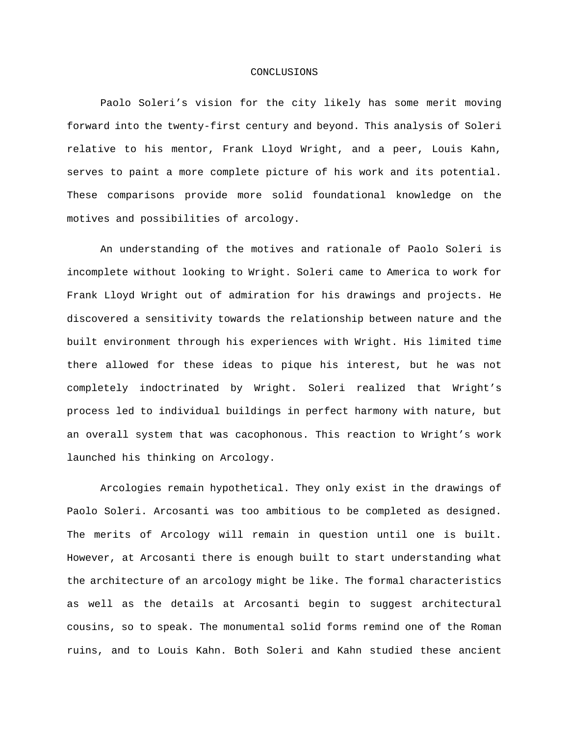# CONCLUSIONS

Paolo Soleri's vision for the city likely has some merit moving forward into the twenty-first century and beyond. This analysis of Soleri relative to his mentor, Frank Lloyd Wright, and a peer, Louis Kahn, serves to paint a more complete picture of his work and its potential. These comparisons provide more solid foundational knowledge on the motives and possibilities of arcology.

An understanding of the motives and rationale of Paolo Soleri is incomplete without looking to Wright. Soleri came to America to work for Frank Lloyd Wright out of admiration for his drawings and projects. He discovered a sensitivity towards the relationship between nature and the built environment through his experiences with Wright. His limited time there allowed for these ideas to pique his interest, but he was not completely indoctrinated by Wright. Soleri realized that Wright's process led to individual buildings in perfect harmony with nature, but an overall system that was cacophonous. This reaction to Wright's work launched his thinking on Arcology.

Arcologies remain hypothetical. They only exist in the drawings of Paolo Soleri. Arcosanti was too ambitious to be completed as designed. The merits of Arcology will remain in question until one is built. However, at Arcosanti there is enough built to start understanding what the architecture of an arcology might be like. The formal characteristics as well as the details at Arcosanti begin to suggest architectural cousins, so to speak. The monumental solid forms remind one of the Roman ruins, and to Louis Kahn. Both Soleri and Kahn studied these ancient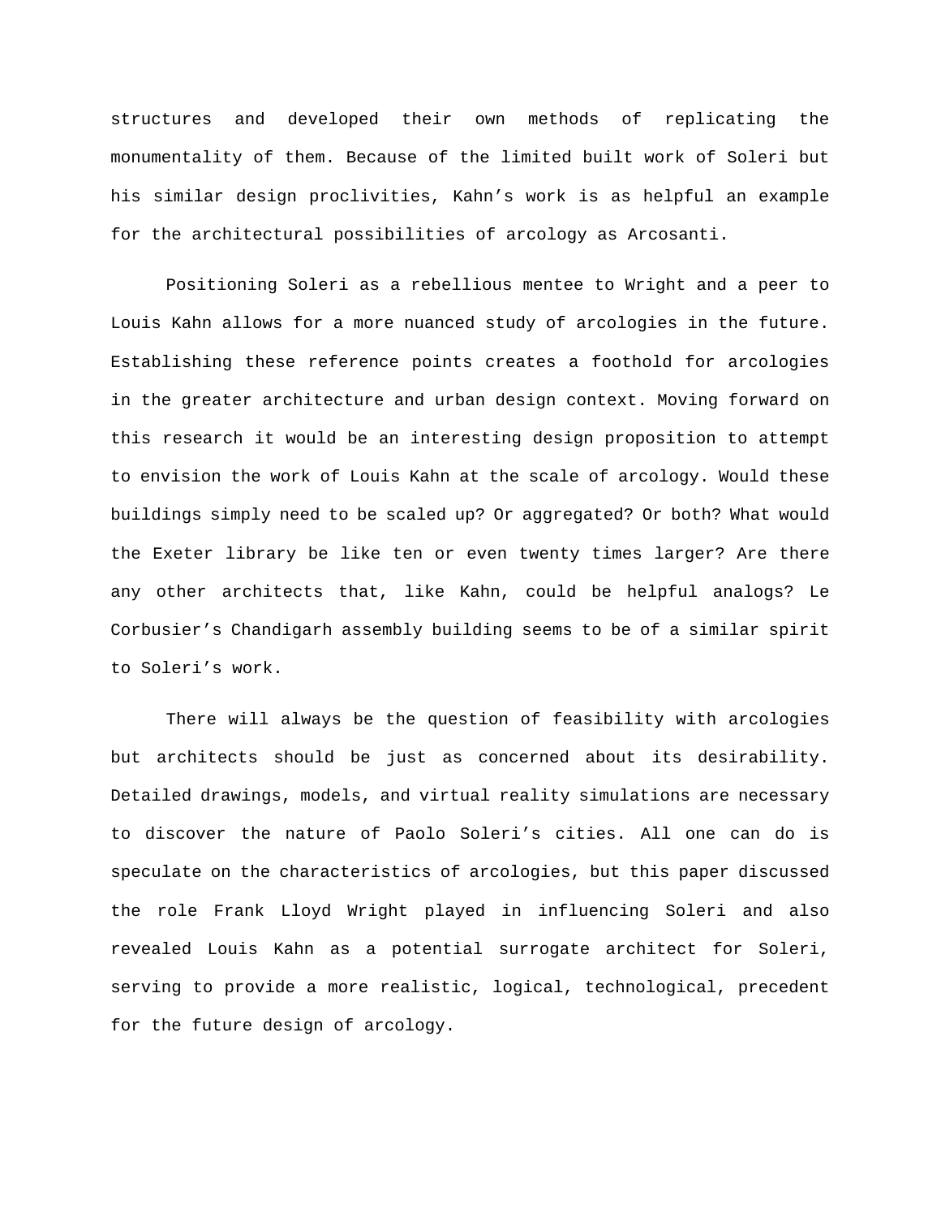structures and developed their own methods of replicating the monumentality of them. Because of the limited built work of Soleri but his similar design proclivities, Kahn’s work is as helpful an example for the architectural possibilities of arcology as Arcosanti.

Positioning Soleri as a rebellious mentee to Wright and a peer to Louis Kahn allows for a more nuanced study of arcologies in the future. Establishing these reference points creates a foothold for arcologies in the greater architecture and urban design context. Moving forward on this research it would be an interesting design proposition to attempt to envision the work of Louis Kahn at the scale of arcology. Would these buildings simply need to be scaled up? Or aggregated? Or both? What would the Exeter library be like ten or even twenty times larger? Are there any other architects that, like Kahn, could be helpful analogs? Le Corbusier’s Chandigarh assembly building seems to be of a similar spirit to Soleri’s work.

There will always be the question of feasibility with arcologies but architects should be just as concerned about its desirability. Detailed drawings, models, and virtual reality simulations are necessary to discover the nature of Paolo Soleri’s cities. All one can do is speculate on the characteristics of arcologies, but this paper discussed the role Frank Lloyd Wright played in influencing Soleri and also revealed Louis Kahn as a potential surrogate architect for Soleri, serving to provide a more realistic, logical, technological, precedent for the future design of arcology.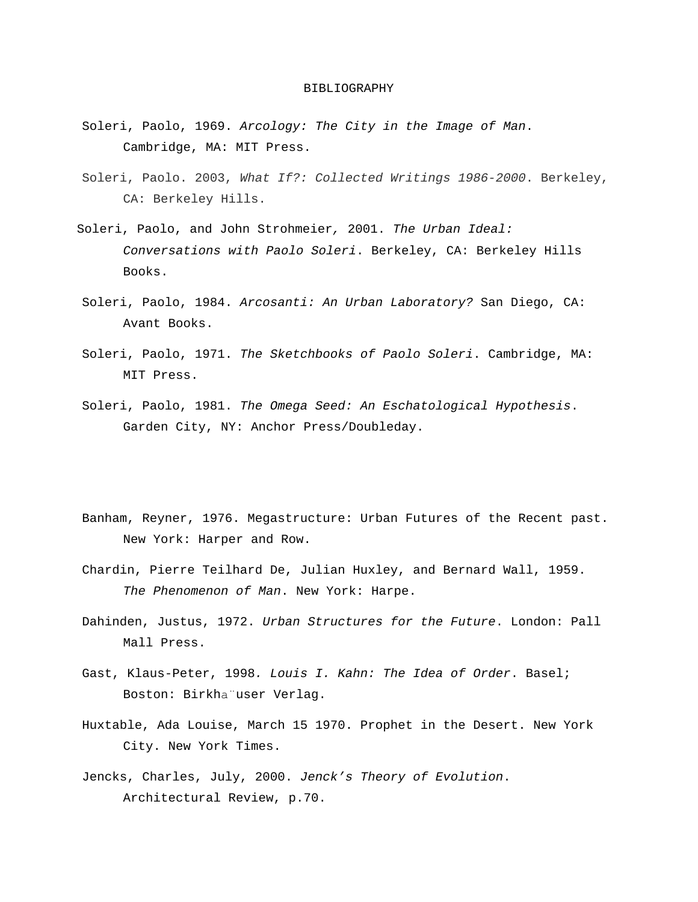# BIBLIOGRAPHY

Soleri, Paolo, 1969. *Arcology: The City in the Image of Man*. Cambridge, MA: MIT Press.

Soleri, Paolo. 2003, *What If?: Collected Writings 1986-2000*. Berkeley, CA: Berkeley Hills.

Soleri, Paolo, and John Strohmeier*,* 2001. *The Urban Ideal: Conversations with Paolo Soleri*. Berkeley, CA: Berkeley Hills Books.

Soleri, Paolo, 1984. *Arcosanti: An Urban Laboratory?* San Diego, CA: Avant Books.

Soleri, Paolo, 1971. *The Sketchbooks of Paolo Soleri*. Cambridge, MA: MIT Press.

Soleri, Paolo, 1981. *The Omega Seed: An Eschatological Hypothesis*. Garden City, NY: Anchor Press/Doubleday.

Banham, Reyner, 1976. Megastructure: Urban Futures of the Recent past. New York: Harper and Row.

Chardin, Pierre Teilhard De, Julian Huxley, and Bernard Wall, 1959. *The Phenomenon of Man*. New York: Harpe.

Dahinden, Justus, 1972. *Urban Structures for the Future*. London: Pall Mall Press.

Gast, Klaus-Peter, 1998*. Louis I. Kahn: The Idea of Order*. Basel; Boston: Birkha¨user Verlag.

Huxtable, Ada Louise, March 15 1970. Prophet in the Desert. New York City. New York Times.

Jencks, Charles, July, 2000. *Jenck's Theory of Evolution*. Architectural Review, p.70.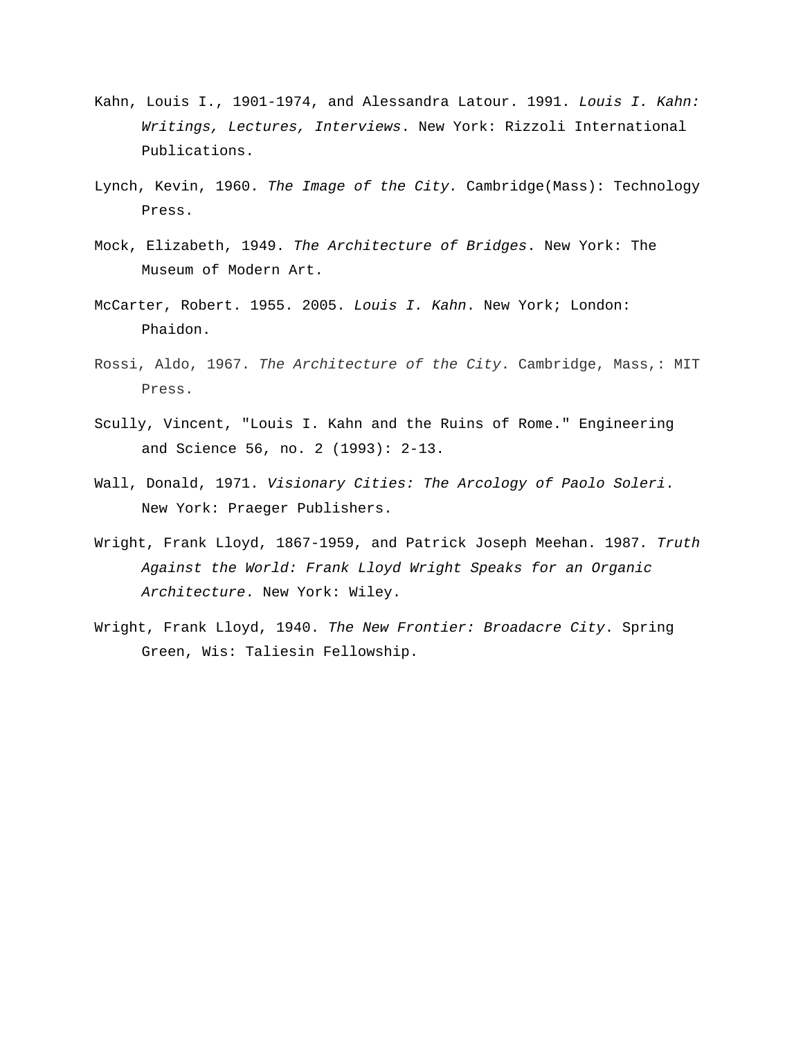Kahn, Louis I., 1901-1974, and Alessandra Latour. 1991. *Louis I. Kahn: Writings, Lectures, Interviews*. New York: Rizzoli International Publications.

Lynch, Kevin, 1960. *The Image of the City.* Cambridge(Mass): Technology Press.

Mock, Elizabeth, 1949. *The Architecture of Bridges*. New York: The Museum of Modern Art.

McCarter, Robert. 1955. 2005. *Louis I. Kahn*. New York; London: Phaidon.

Rossi, Aldo, 1967. *The Architecture of the City*. Cambridge, Mass,: MIT Press.

Scully, Vincent, "Louis I. Kahn and the Ruins of Rome." Engineering and Science 56, no. 2 (1993): 2-13.

Wall, Donald, 1971. *Visionary Cities: The Arcology of Paolo Soleri*. New York: Praeger Publishers.

Wright, Frank Lloyd, 1867-1959, and Patrick Joseph Meehan. 1987*. Truth Against the World: Frank Lloyd Wright Speaks for an Organic Architecture*. New York: Wiley.

Wright, Frank Lloyd, 1940. *The New Frontier: Broadacre City*. Spring Green, Wis: Taliesin Fellowship.